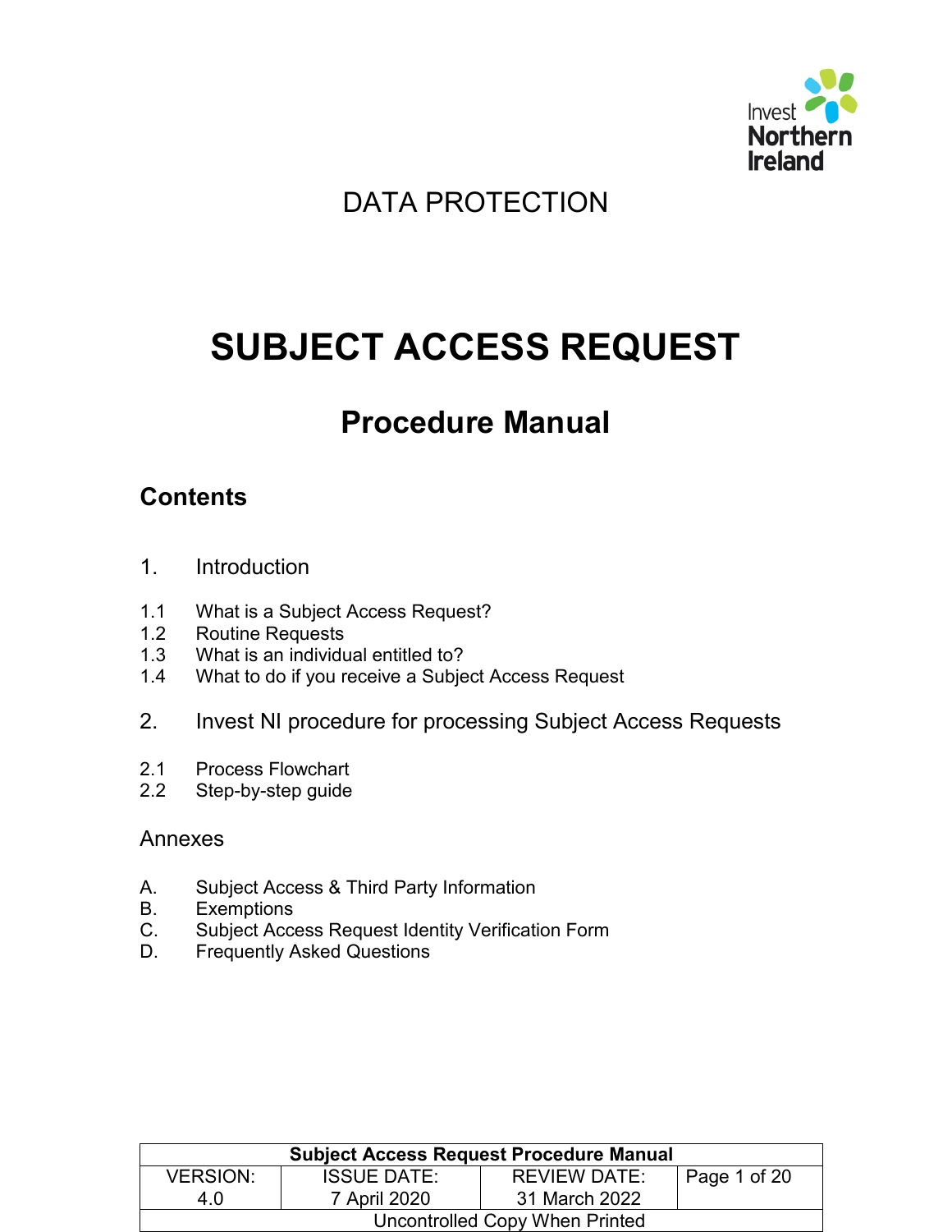DATA PROTECTION

# SUBJECT ACCESS REQUEST

## Procedure Manual

### Contents

1. Introduction

1.1 What is a Subject Access Request?
1.2 Routine Requests
1.3 What is an individual entitled to?
1.4 What to do if you receive a Subject Access Request

2. Invest NI procedure for processing Subject Access Requests

2.1 Process Flowchart
2.2 Step-by-step guide

Annexes

A. Subject Access & Third Party Information
B. Exemptions
C. Subject Access Request Identity Verification Form
D. Frequently Asked Questions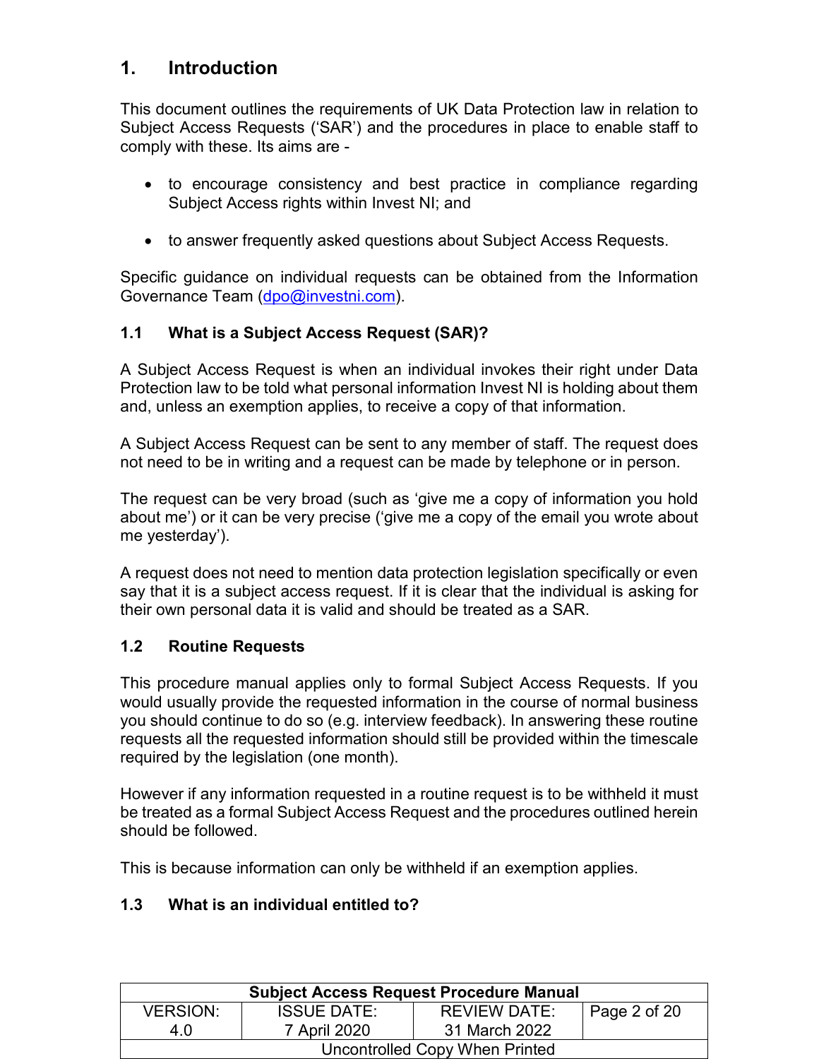## 1. Introduction

This document outlines the requirements of UK Data Protection law in relation to Subject Access Requests ('SAR') and the procedures in place to enable staff to comply with these. Its aims are -

- to encourage consistency and best practice in compliance regarding Subject Access rights within Invest NI; and
- to answer frequently asked questions about Subject Access Requests.

Specific guidance on individual requests can be obtained from the Information Governance Team (dpo@investni.com).

### 1.1 What is a Subject Access Request (SAR)?

A Subject Access Request is when an individual invokes their right under Data Protection law to be told what personal information Invest NI is holding about them and, unless an exemption applies, to receive a copy of that information.

A Subject Access Request can be sent to any member of staff. The request does not need to be in writing and a request can be made by telephone or in person.

The request can be very broad (such as 'give me a copy of information you hold about me') or it can be very precise ('give me a copy of the email you wrote about me yesterday').

A request does not need to mention data protection legislation specifically or even say that it is a subject access request. If it is clear that the individual is asking for their own personal data it is valid and should be treated as a SAR.

### 1.2 Routine Requests

This procedure manual applies only to formal Subject Access Requests. If you would usually provide the requested information in the course of normal business you should continue to do so (e.g. interview feedback). In answering these routine requests all the requested information should still be provided within the timescale required by the legislation (one month).

However if any information requested in a routine request is to be withheld it must be treated as a formal Subject Access Request and the procedures outlined herein should be followed.

This is because information can only be withheld if an exemption applies.

### 1.3 What is an individual entitled to?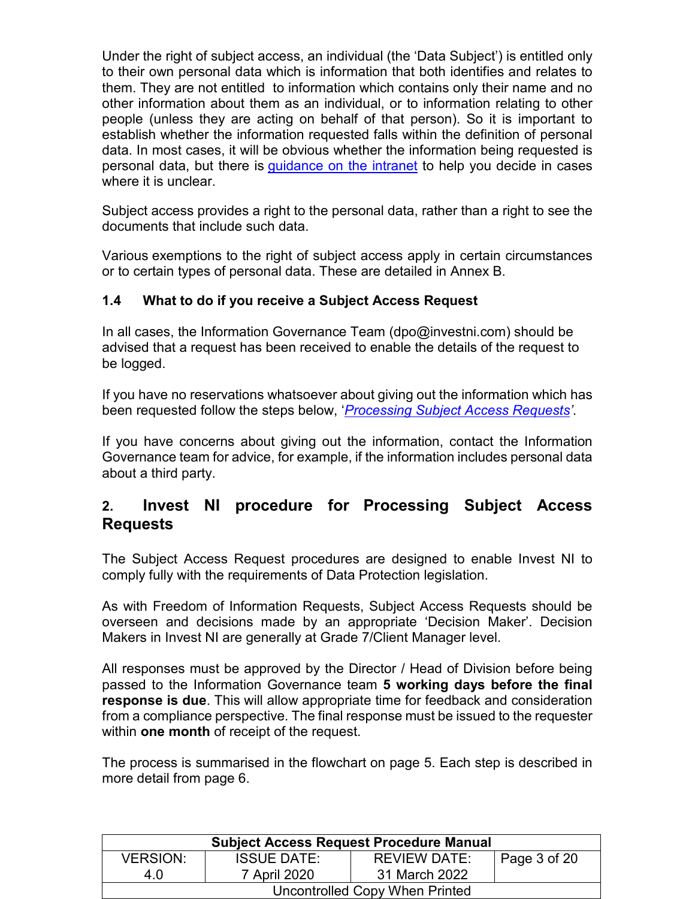Under the right of subject access, an individual (the 'Data Subject') is entitled only to their own personal data which is information that both identifies and relates to them. They are not entitled to information which contains only their name and no other information about them as an individual, or to information relating to other people (unless they are acting on behalf of that person). So it is important to establish whether the information requested falls within the definition of personal data. In most cases, it will be obvious whether the information being requested is personal data, but there is guidance on the intranet to help you decide in cases where it is unclear.

Subject access provides a right to the personal data, rather than a right to see the documents that include such data.

Various exemptions to the right of subject access apply in certain circumstances or to certain types of personal data. These are detailed in Annex B.

### 1.4 What to do if you receive a Subject Access Request

In all cases, the Information Governance Team (dpo@investni.com) should be advised that a request has been received to enable the details of the request to be logged.

If you have no reservations whatsoever about giving out the information which has been requested follow the steps below, '*Processing Subject Access Requests*'.

If you have concerns about giving out the information, contact the Information Governance team for advice, for example, if the information includes personal data about a third party.

## 2. Invest NI procedure for Processing Subject Access Requests

The Subject Access Request procedures are designed to enable Invest NI to comply fully with the requirements of Data Protection legislation.

As with Freedom of Information Requests, Subject Access Requests should be overseen and decisions made by an appropriate 'Decision Maker'. Decision Makers in Invest NI are generally at Grade 7/Client Manager level.

All responses must be approved by the Director / Head of Division before being passed to the Information Governance team **5 working days before the final response is due**. This will allow appropriate time for feedback and consideration from a compliance perspective. The final response must be issued to the requester within **one month** of receipt of the request.

The process is summarised in the flowchart on page 5. Each step is described in more detail from page 6.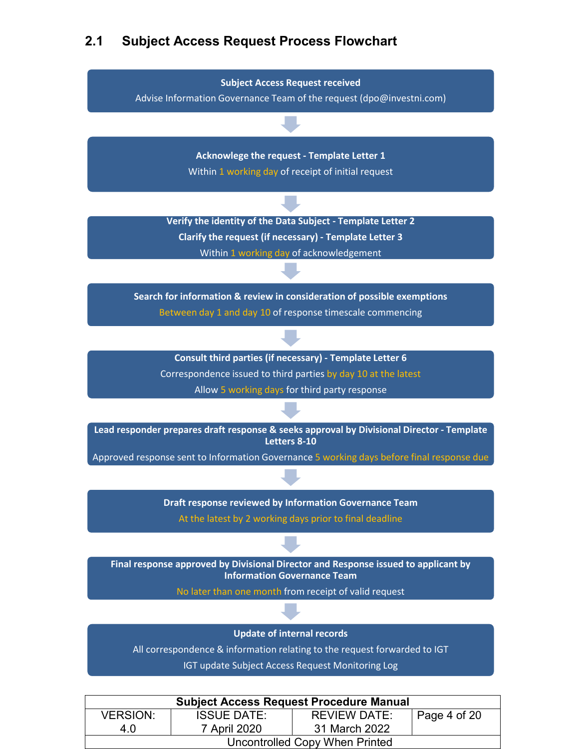## 2.1 Subject Access Request Process Flowchart

**Subject Access Request received**
Advise Information Governance Team of the request (dpo@investni.com)

↓

**Acknowlege the request - Template Letter 1**
Within 1 working day of receipt of initial request

↓

**Verify the identity of the Data Subject - Template Letter 2**
**Clarify the request (if necessary) - Template Letter 3**
Within 1 working day of acknowledgement

↓

**Search for information & review in consideration of possible exemptions**
Between day 1 and day 10 of response timescale commencing

↓

**Consult third parties (if necessary) - Template Letter 6**
Correspondence issued to third parties by day 10 at the latest
Allow 5 working days for third party response

↓

**Lead responder prepares draft response & seeks approval by Divisional Director - Template Letters 8-10**
Approved response sent to Information Governance 5 working days before final response due

↓

**Draft response reviewed by Information Governance Team**
At the latest by 2 working days prior to final deadline

↓

**Final response approved by Divisional Director and Response issued to applicant by Information Governance Team**
No later than one month from receipt of valid request

↓

**Update of internal records**
All correspondence & information relating to the request forwarded to IGT
IGT update Subject Access Request Monitoring Log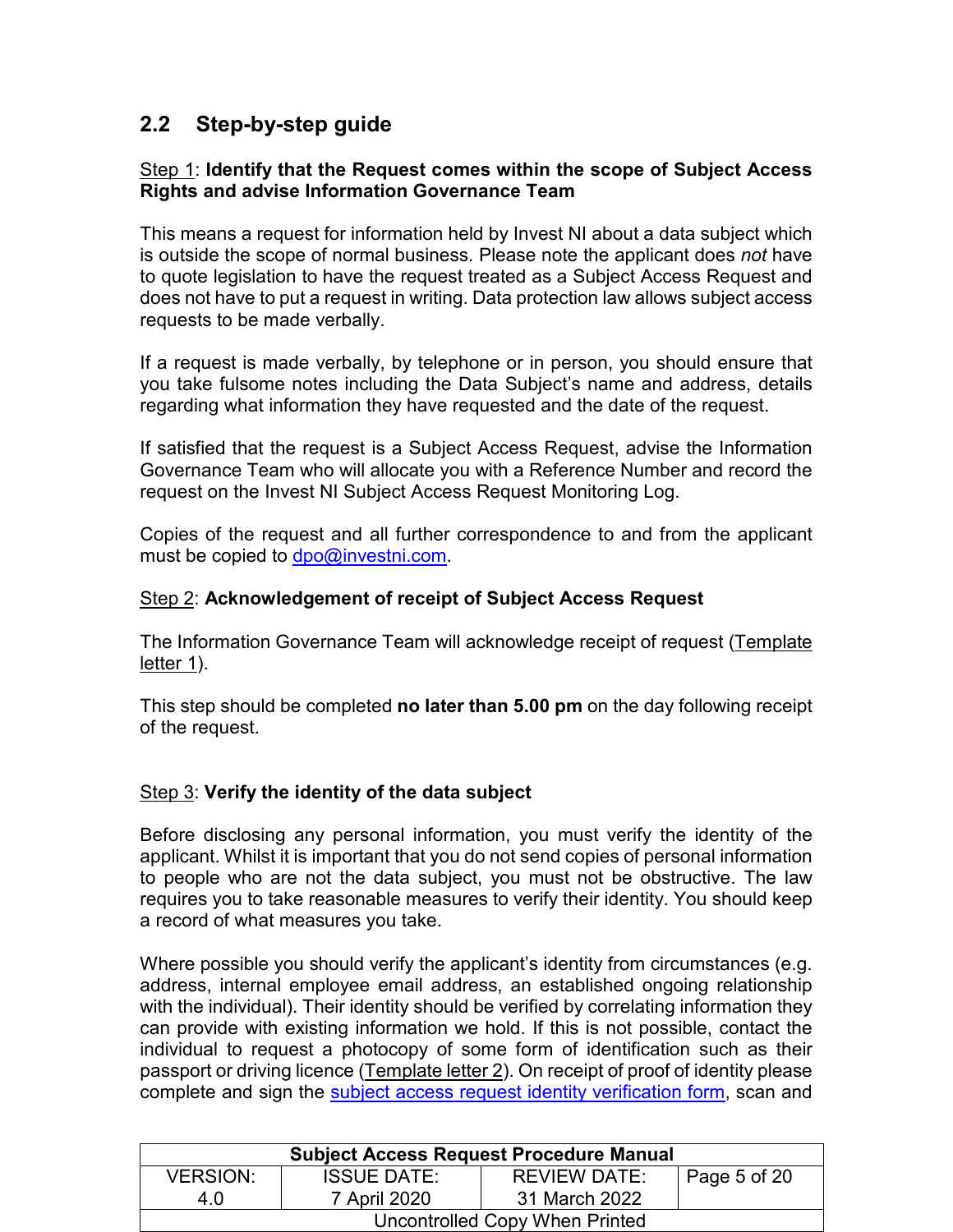## 2.2 Step-by-step guide

<u>Step 1</u>: **Identify that the Request comes within the scope of Subject Access Rights and advise Information Governance Team**

This means a request for information held by Invest NI about a data subject which is outside the scope of normal business. Please note the applicant does *not* have to quote legislation to have the request treated as a Subject Access Request and does not have to put a request in writing. Data protection law allows subject access requests to be made verbally.

If a request is made verbally, by telephone or in person, you should ensure that you take fulsome notes including the Data Subject's name and address, details regarding what information they have requested and the date of the request.

If satisfied that the request is a Subject Access Request, advise the Information Governance Team who will allocate you with a Reference Number and record the request on the Invest NI Subject Access Request Monitoring Log.

Copies of the request and all further correspondence to and from the applicant must be copied to [dpo@investni.com](mailto:dpo@investni.com).

<u>Step 2</u>: **Acknowledgement of receipt of Subject Access Request**

The Information Governance Team will acknowledge receipt of request (<u>Template letter 1</u>).

This step should be completed **no later than 5.00 pm** on the day following receipt of the request.

<u>Step 3</u>: **Verify the identity of the data subject**

Before disclosing any personal information, you must verify the identity of the applicant. Whilst it is important that you do not send copies of personal information to people who are not the data subject, you must not be obstructive. The law requires you to take reasonable measures to verify their identity. You should keep a record of what measures you take.

Where possible you should verify the applicant's identity from circumstances (e.g. address, internal employee email address, an established ongoing relationship with the individual). Their identity should be verified by correlating information they can provide with existing information we hold. If this is not possible, contact the individual to request a photocopy of some form of identification such as their passport or driving licence (<u>Template letter 2</u>). On receipt of proof of identity please complete and sign the subject access request identity verification form, scan and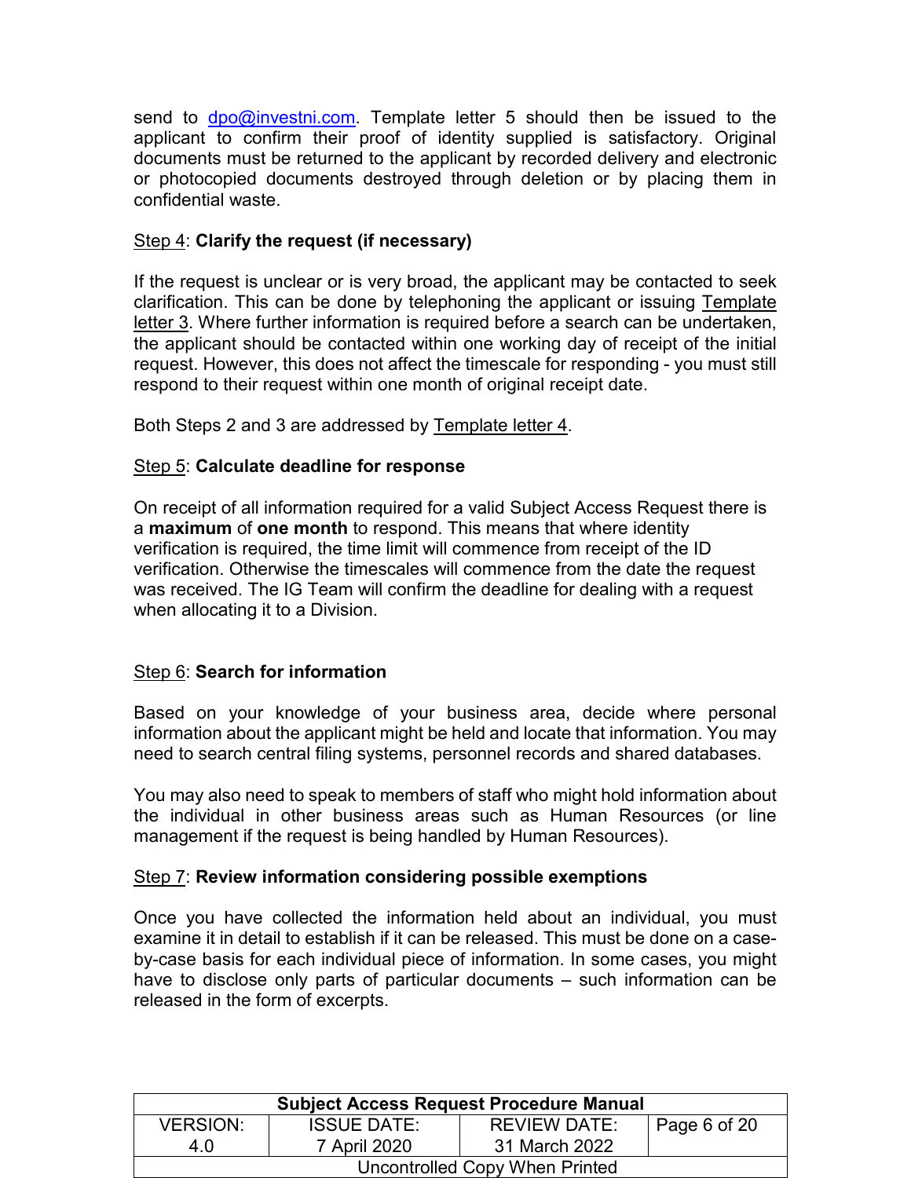send to dpo@investni.com. Template letter 5 should then be issued to the applicant to confirm their proof of identity supplied is satisfactory. Original documents must be returned to the applicant by recorded delivery and electronic or photocopied documents destroyed through deletion or by placing them in confidential waste.

Step 4: **Clarify the request (if necessary)**

If the request is unclear or is very broad, the applicant may be contacted to seek clarification. This can be done by telephoning the applicant or issuing Template letter 3. Where further information is required before a search can be undertaken, the applicant should be contacted within one working day of receipt of the initial request. However, this does not affect the timescale for responding - you must still respond to their request within one month of original receipt date.

Both Steps 2 and 3 are addressed by Template letter 4.

Step 5: **Calculate deadline for response**

On receipt of all information required for a valid Subject Access Request there is a **maximum** of **one month** to respond. This means that where identity verification is required, the time limit will commence from receipt of the ID verification. Otherwise the timescales will commence from the date the request was received. The IG Team will confirm the deadline for dealing with a request when allocating it to a Division.

Step 6: **Search for information**

Based on your knowledge of your business area, decide where personal information about the applicant might be held and locate that information. You may need to search central filing systems, personnel records and shared databases.

You may also need to speak to members of staff who might hold information about the individual in other business areas such as Human Resources (or line management if the request is being handled by Human Resources).

Step 7: **Review information considering possible exemptions**

Once you have collected the information held about an individual, you must examine it in detail to establish if it can be released. This must be done on a case-by-case basis for each individual piece of information. In some cases, you might have to disclose only parts of particular documents – such information can be released in the form of excerpts.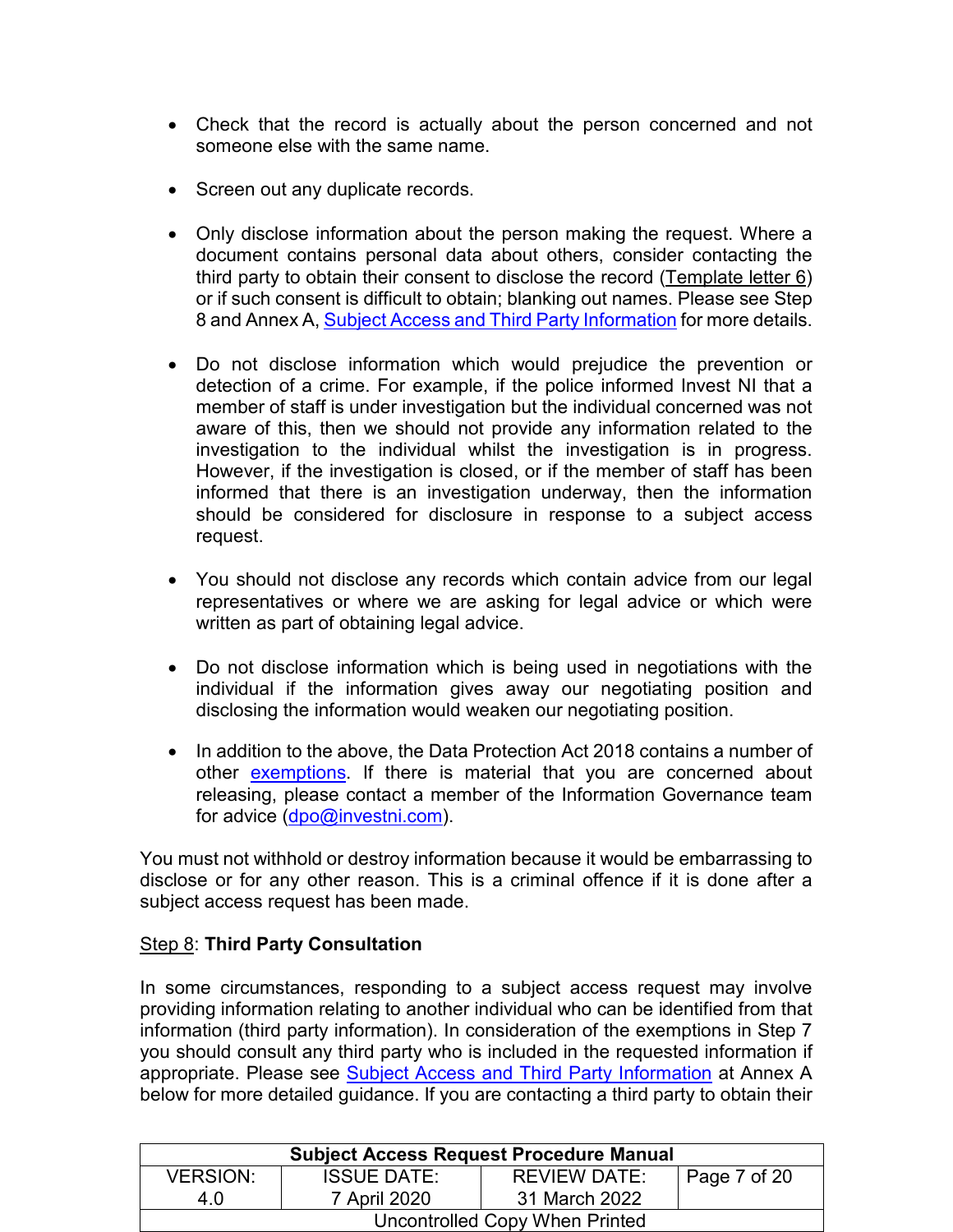- Check that the record is actually about the person concerned and not someone else with the same name.

- Screen out any duplicate records.

- Only disclose information about the person making the request. Where a document contains personal data about others, consider contacting the third party to obtain their consent to disclose the record (Template letter 6) or if such consent is difficult to obtain; blanking out names. Please see Step 8 and Annex A, Subject Access and Third Party Information for more details.

- Do not disclose information which would prejudice the prevention or detection of a crime. For example, if the police informed Invest NI that a member of staff is under investigation but the individual concerned was not aware of this, then we should not provide any information related to the investigation to the individual whilst the investigation is in progress. However, if the investigation is closed, or if the member of staff has been informed that there is an investigation underway, then the information should be considered for disclosure in response to a subject access request.

- You should not disclose any records which contain advice from our legal representatives or where we are asking for legal advice or which were written as part of obtaining legal advice.

- Do not disclose information which is being used in negotiations with the individual if the information gives away our negotiating position and disclosing the information would weaken our negotiating position.

- In addition to the above, the Data Protection Act 2018 contains a number of other exemptions. If there is material that you are concerned about releasing, please contact a member of the Information Governance team for advice (dpo@investni.com).

You must not withhold or destroy information because it would be embarrassing to disclose or for any other reason. This is a criminal offence if it is done after a subject access request has been made.

Step 8: **Third Party Consultation**

In some circumstances, responding to a subject access request may involve providing information relating to another individual who can be identified from that information (third party information). In consideration of the exemptions in Step 7 you should consult any third party who is included in the requested information if appropriate. Please see Subject Access and Third Party Information at Annex A below for more detailed guidance. If you are contacting a third party to obtain their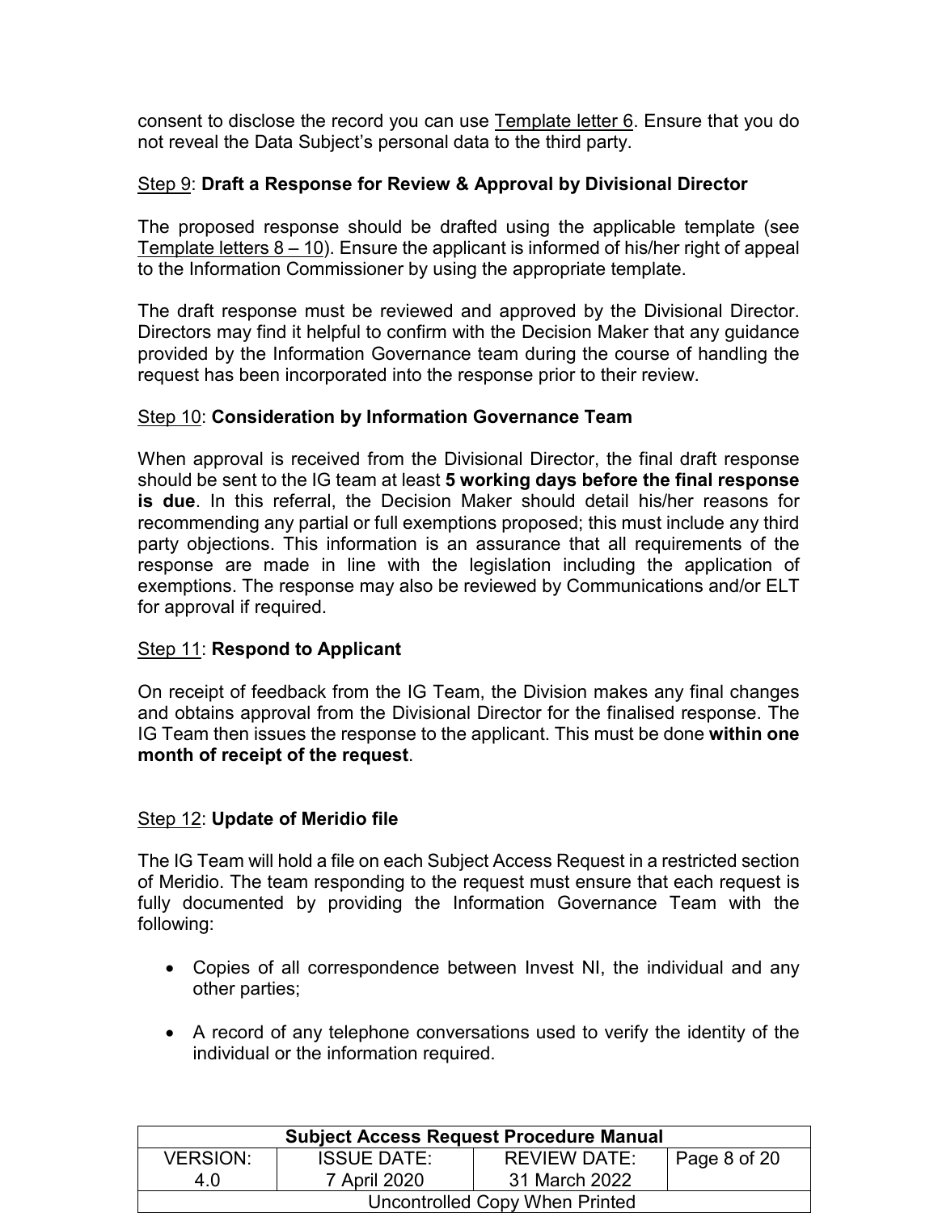consent to disclose the record you can use Template letter 6. Ensure that you do not reveal the Data Subject's personal data to the third party.

Step 9: **Draft a Response for Review & Approval by Divisional Director**

The proposed response should be drafted using the applicable template (see Template letters 8 – 10). Ensure the applicant is informed of his/her right of appeal to the Information Commissioner by using the appropriate template.

The draft response must be reviewed and approved by the Divisional Director. Directors may find it helpful to confirm with the Decision Maker that any guidance provided by the Information Governance team during the course of handling the request has been incorporated into the response prior to their review.

Step 10: **Consideration by Information Governance Team**

When approval is received from the Divisional Director, the final draft response should be sent to the IG team at least **5 working days before the final response is due**. In this referral, the Decision Maker should detail his/her reasons for recommending any partial or full exemptions proposed; this must include any third party objections. This information is an assurance that all requirements of the response are made in line with the legislation including the application of exemptions. The response may also be reviewed by Communications and/or ELT for approval if required.

Step 11: **Respond to Applicant**

On receipt of feedback from the IG Team, the Division makes any final changes and obtains approval from the Divisional Director for the finalised response. The IG Team then issues the response to the applicant. This must be done **within one month of receipt of the request**.

Step 12: **Update of Meridio file**

The IG Team will hold a file on each Subject Access Request in a restricted section of Meridio. The team responding to the request must ensure that each request is fully documented by providing the Information Governance Team with the following:

- Copies of all correspondence between Invest NI, the individual and any other parties;
- A record of any telephone conversations used to verify the identity of the individual or the information required.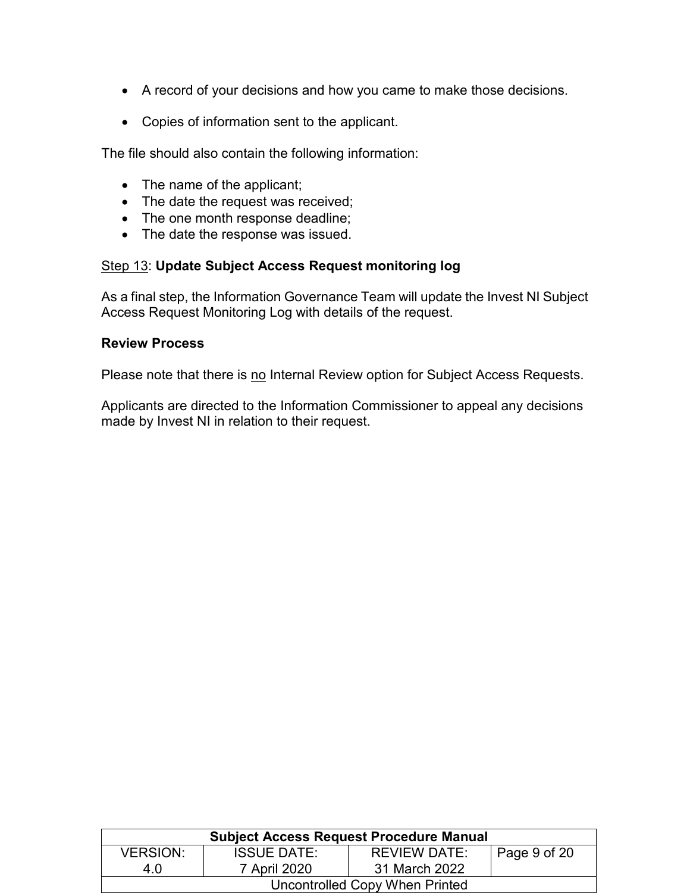- A record of your decisions and how you came to make those decisions.

- Copies of information sent to the applicant.

The file should also contain the following information:

- The name of the applicant;
- The date the request was received;
- The one month response deadline;
- The date the response was issued.

Step 13: **Update Subject Access Request monitoring log**

As a final step, the Information Governance Team will update the Invest NI Subject Access Request Monitoring Log with details of the request.

**Review Process**

Please note that there is no Internal Review option for Subject Access Requests.

Applicants are directed to the Information Commissioner to appeal any decisions made by Invest NI in relation to their request.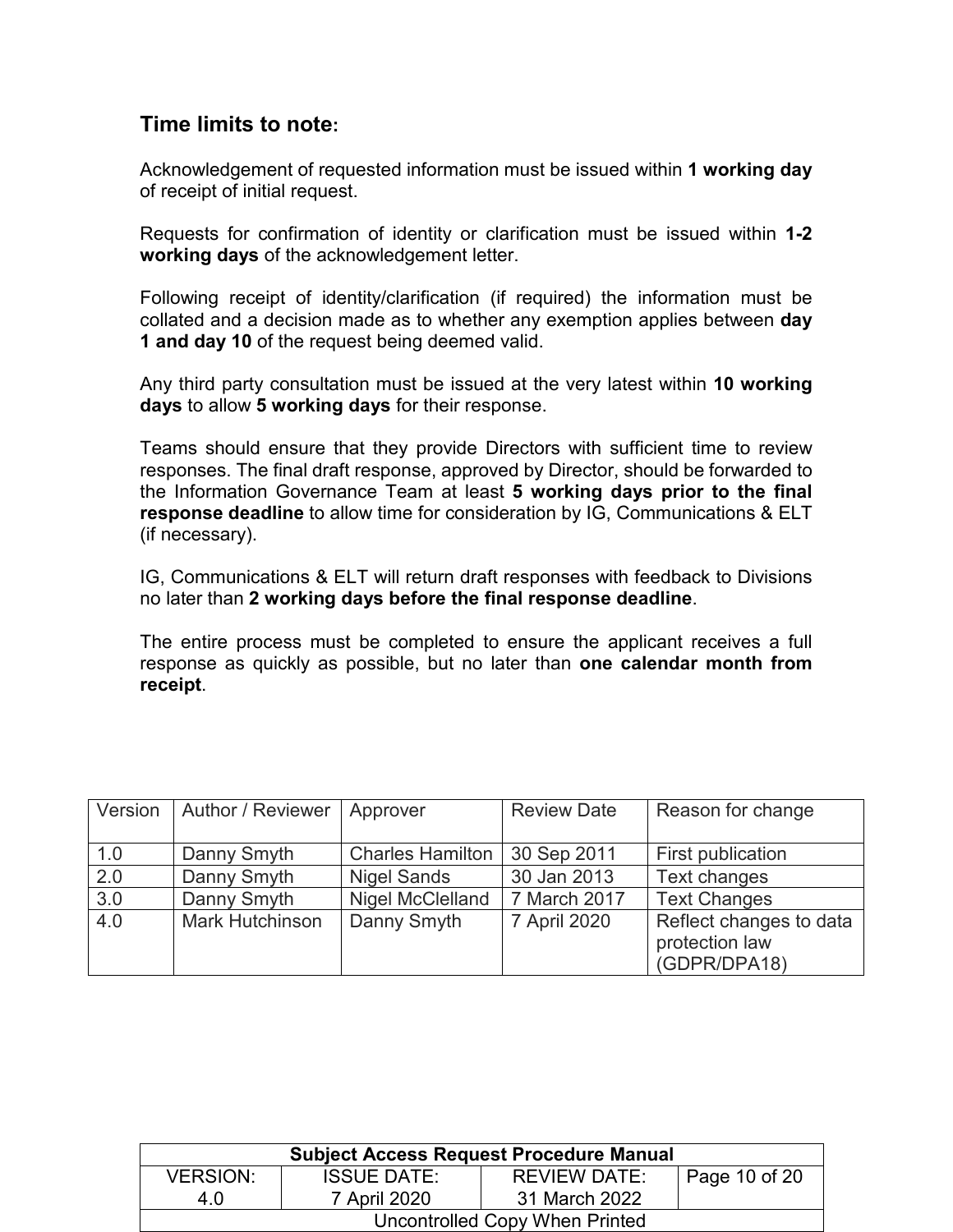### Time limits to note:

Acknowledgement of requested information must be issued within **1 working day** of receipt of initial request.

Requests for confirmation of identity or clarification must be issued within **1-2 working days** of the acknowledgement letter.

Following receipt of identity/clarification (if required) the information must be collated and a decision made as to whether any exemption applies between **day 1 and day 10** of the request being deemed valid.

Any third party consultation must be issued at the very latest within **10 working days** to allow **5 working days** for their response.

Teams should ensure that they provide Directors with sufficient time to review responses. The final draft response, approved by Director, should be forwarded to the Information Governance Team at least **5 working days prior to the final response deadline** to allow time for consideration by IG, Communications & ELT (if necessary).

IG, Communications & ELT will return draft responses with feedback to Divisions no later than **2 working days before the final response deadline**.

The entire process must be completed to ensure the applicant receives a full response as quickly as possible, but no later than **one calendar month from receipt**.

| Version | Author / Reviewer | Approver | Review Date | Reason for change |
|---|---|---|---|---|
| 1.0 | Danny Smyth | Charles Hamilton | 30 Sep 2011 | First publication |
| 2.0 | Danny Smyth | Nigel Sands | 30 Jan 2013 | Text changes |
| 3.0 | Danny Smyth | Nigel McClelland | 7 March 2017 | Text Changes |
| 4.0 | Mark Hutchinson | Danny Smyth | 7 April 2020 | Reflect changes to data protection law (GDPR/DPA18) |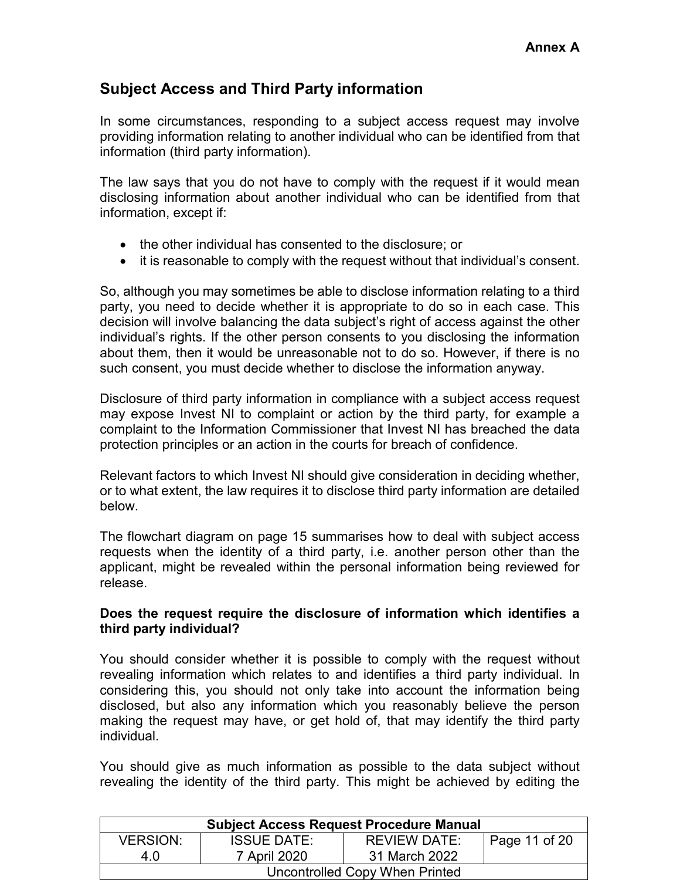**Annex A**

## Subject Access and Third Party information

In some circumstances, responding to a subject access request may involve providing information relating to another individual who can be identified from that information (third party information).

The law says that you do not have to comply with the request if it would mean disclosing information about another individual who can be identified from that information, except if:

- the other individual has consented to the disclosure; or
- it is reasonable to comply with the request without that individual's consent.

So, although you may sometimes be able to disclose information relating to a third party, you need to decide whether it is appropriate to do so in each case. This decision will involve balancing the data subject's right of access against the other individual's rights. If the other person consents to you disclosing the information about them, then it would be unreasonable not to do so. However, if there is no such consent, you must decide whether to disclose the information anyway.

Disclosure of third party information in compliance with a subject access request may expose Invest NI to complaint or action by the third party, for example a complaint to the Information Commissioner that Invest NI has breached the data protection principles or an action in the courts for breach of confidence.

Relevant factors to which Invest NI should give consideration in deciding whether, or to what extent, the law requires it to disclose third party information are detailed below.

The flowchart diagram on page 15 summarises how to deal with subject access requests when the identity of a third party, i.e. another person other than the applicant, might be revealed within the personal information being reviewed for release.

**Does the request require the disclosure of information which identifies a third party individual?**

You should consider whether it is possible to comply with the request without revealing information which relates to and identifies a third party individual. In considering this, you should not only take into account the information being disclosed, but also any information which you reasonably believe the person making the request may have, or get hold of, that may identify the third party individual.

You should give as much information as possible to the data subject without revealing the identity of the third party. This might be achieved by editing the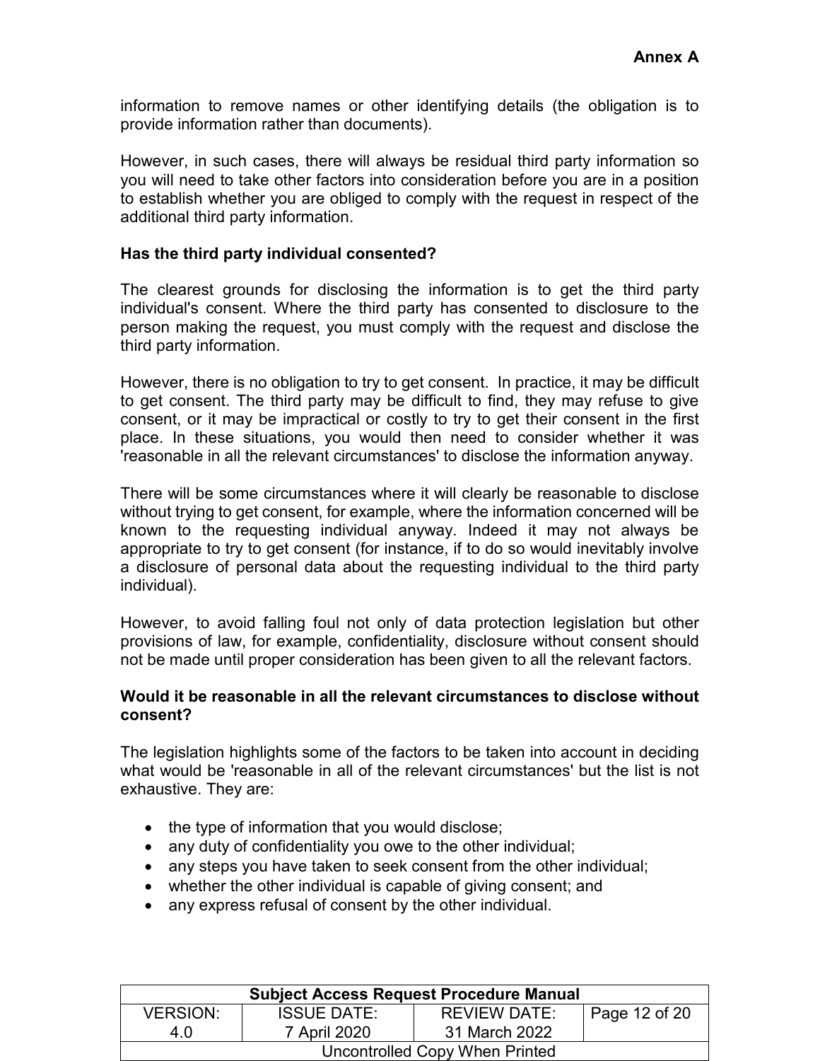information to remove names or other identifying details (the obligation is to provide information rather than documents).

However, in such cases, there will always be residual third party information so you will need to take other factors into consideration before you are in a position to establish whether you are obliged to comply with the request in respect of the additional third party information.

**Has the third party individual consented?**

The clearest grounds for disclosing the information is to get the third party individual's consent. Where the third party has consented to disclosure to the person making the request, you must comply with the request and disclose the third party information.

However, there is no obligation to try to get consent. In practice, it may be difficult to get consent. The third party may be difficult to find, they may refuse to give consent, or it may be impractical or costly to try to get their consent in the first place. In these situations, you would then need to consider whether it was 'reasonable in all the relevant circumstances' to disclose the information anyway.

There will be some circumstances where it will clearly be reasonable to disclose without trying to get consent, for example, where the information concerned will be known to the requesting individual anyway. Indeed it may not always be appropriate to try to get consent (for instance, if to do so would inevitably involve a disclosure of personal data about the requesting individual to the third party individual).

However, to avoid falling foul not only of data protection legislation but other provisions of law, for example, confidentiality, disclosure without consent should not be made until proper consideration has been given to all the relevant factors.

**Would it be reasonable in all the relevant circumstances to disclose without consent?**

The legislation highlights some of the factors to be taken into account in deciding what would be 'reasonable in all of the relevant circumstances' but the list is not exhaustive. They are:

- the type of information that you would disclose;
- any duty of confidentiality you owe to the other individual;
- any steps you have taken to seek consent from the other individual;
- whether the other individual is capable of giving consent; and
- any express refusal of consent by the other individual.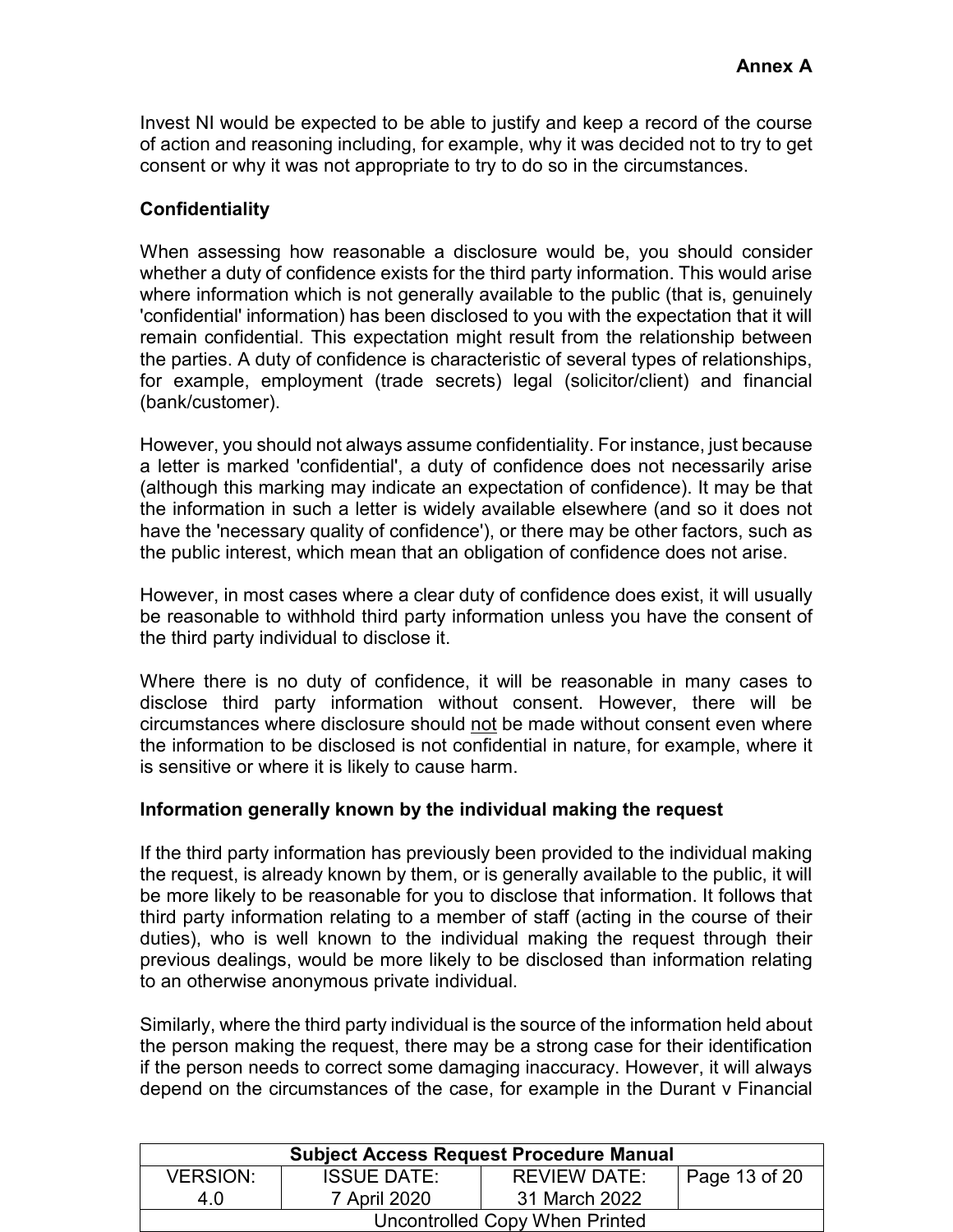Invest NI would be expected to be able to justify and keep a record of the course of action and reasoning including, for example, why it was decided not to try to get consent or why it was not appropriate to try to do so in the circumstances.

**Confidentiality**

When assessing how reasonable a disclosure would be, you should consider whether a duty of confidence exists for the third party information. This would arise where information which is not generally available to the public (that is, genuinely 'confidential' information) has been disclosed to you with the expectation that it will remain confidential. This expectation might result from the relationship between the parties. A duty of confidence is characteristic of several types of relationships, for example, employment (trade secrets) legal (solicitor/client) and financial (bank/customer).

However, you should not always assume confidentiality. For instance, just because a letter is marked 'confidential', a duty of confidence does not necessarily arise (although this marking may indicate an expectation of confidence). It may be that the information in such a letter is widely available elsewhere (and so it does not have the 'necessary quality of confidence'), or there may be other factors, such as the public interest, which mean that an obligation of confidence does not arise.

However, in most cases where a clear duty of confidence does exist, it will usually be reasonable to withhold third party information unless you have the consent of the third party individual to disclose it.

Where there is no duty of confidence, it will be reasonable in many cases to disclose third party information without consent. However, there will be circumstances where disclosure should not be made without consent even where the information to be disclosed is not confidential in nature, for example, where it is sensitive or where it is likely to cause harm.

**Information generally known by the individual making the request**

If the third party information has previously been provided to the individual making the request, is already known by them, or is generally available to the public, it will be more likely to be reasonable for you to disclose that information. It follows that third party information relating to a member of staff (acting in the course of their duties), who is well known to the individual making the request through their previous dealings, would be more likely to be disclosed than information relating to an otherwise anonymous private individual.

Similarly, where the third party individual is the source of the information held about the person making the request, there may be a strong case for their identification if the person needs to correct some damaging inaccuracy. However, it will always depend on the circumstances of the case, for example in the Durant v Financial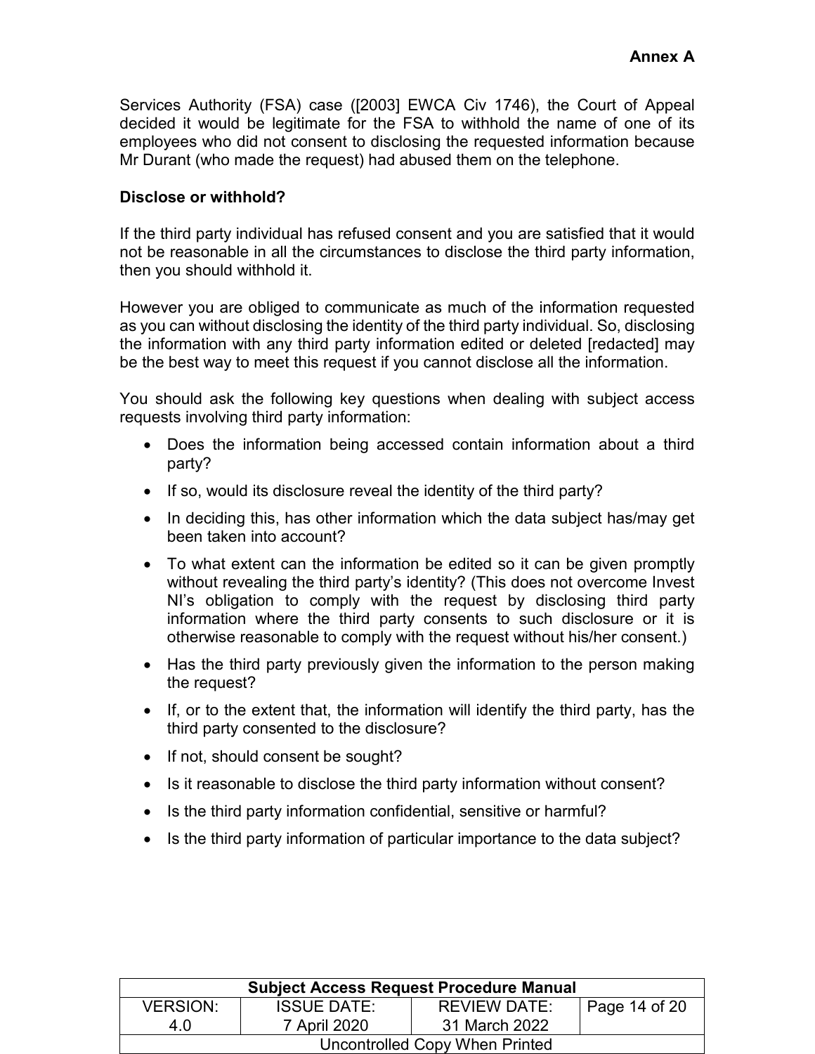Services Authority (FSA) case ([2003] EWCA Civ 1746), the Court of Appeal decided it would be legitimate for the FSA to withhold the name of one of its employees who did not consent to disclosing the requested information because Mr Durant (who made the request) had abused them on the telephone.

**Disclose or withhold?**

If the third party individual has refused consent and you are satisfied that it would not be reasonable in all the circumstances to disclose the third party information, then you should withhold it.

However you are obliged to communicate as much of the information requested as you can without disclosing the identity of the third party individual. So, disclosing the information with any third party information edited or deleted [redacted] may be the best way to meet this request if you cannot disclose all the information.

You should ask the following key questions when dealing with subject access requests involving third party information:

- Does the information being accessed contain information about a third party?
- If so, would its disclosure reveal the identity of the third party?
- In deciding this, has other information which the data subject has/may get been taken into account?
- To what extent can the information be edited so it can be given promptly without revealing the third party's identity? (This does not overcome Invest NI's obligation to comply with the request by disclosing third party information where the third party consents to such disclosure or it is otherwise reasonable to comply with the request without his/her consent.)
- Has the third party previously given the information to the person making the request?
- If, or to the extent that, the information will identify the third party, has the third party consented to the disclosure?
- If not, should consent be sought?
- Is it reasonable to disclose the third party information without consent?
- Is the third party information confidential, sensitive or harmful?
- Is the third party information of particular importance to the data subject?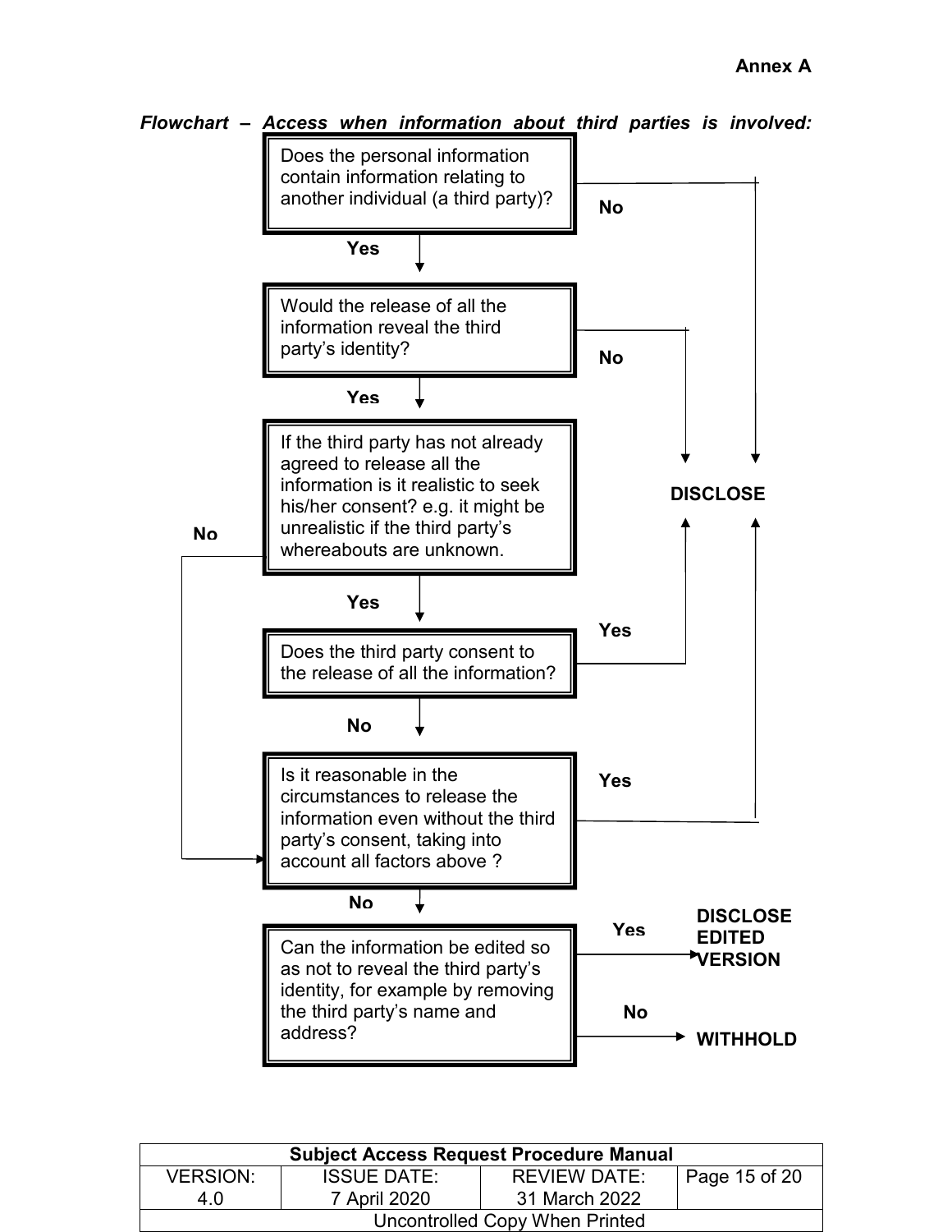**Annex A**

***Flowchart – Access when information about third parties is involved:***

1. **Does the personal information contain information relating to another individual (a third party)?**
   - **No** → **DISCLOSE**
   - **Yes** → go to 2

2. **Would the release of all the information reveal the third party's identity?**
   - **No** → **DISCLOSE**
   - **Yes** → go to 3

3. **If the third party has not already agreed to release all the information is it realistic to seek his/her consent? e.g. it might be unrealistic if the third party's whereabouts are unknown.**
   - **Yes** → go to 4
   - **No** → go to 5

4. **Does the third party consent to the release of all the information?**
   - **Yes** → **DISCLOSE**
   - **No** → go to 5

5. **Is it reasonable in the circumstances to release the information even without the third party's consent, taking into account all factors above ?**
   - **Yes** → **DISCLOSE**
   - **No** → go to 6

6. **Can the information be edited so as not to reveal the third party's identity, for example by removing the third party's name and address?**
   - **Yes** → **DISCLOSE EDITED VERSION**
   - **No** → **WITHHOLD**

| Subject Access Request Procedure Manual | | | |
|---|---|---|---|
| VERSION: 4.0 | ISSUE DATE: 7 April 2020 | REVIEW DATE: 31 March 2022 | Page 15 of 20 |
| Uncontrolled Copy When Printed | | | |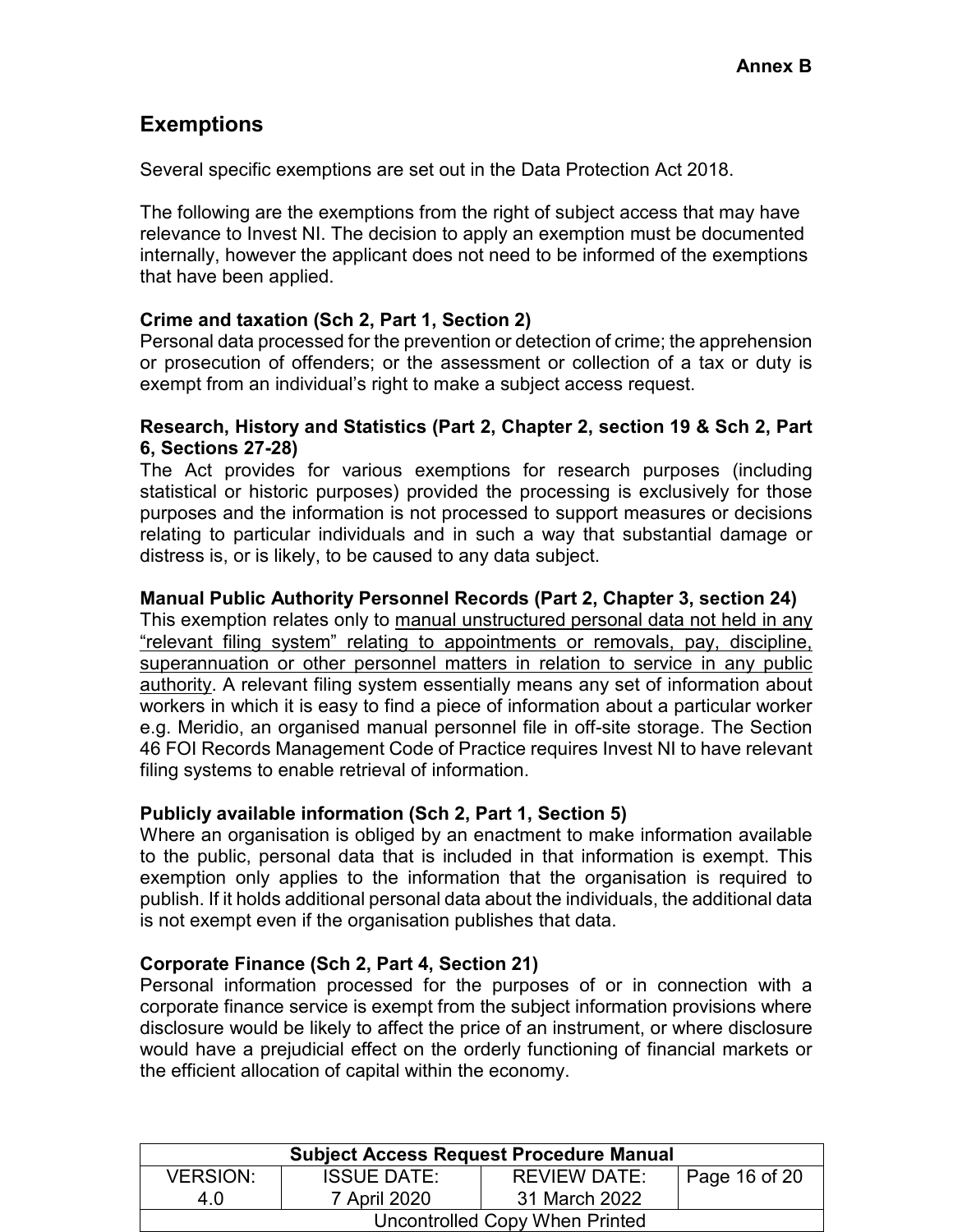Annex B

## Exemptions

Several specific exemptions are set out in the Data Protection Act 2018.

The following are the exemptions from the right of subject access that may have relevance to Invest NI. The decision to apply an exemption must be documented internally, however the applicant does not need to be informed of the exemptions that have been applied.

**Crime and taxation (Sch 2, Part 1, Section 2)**
Personal data processed for the prevention or detection of crime; the apprehension or prosecution of offenders; or the assessment or collection of a tax or duty is exempt from an individual's right to make a subject access request.

**Research, History and Statistics (Part 2, Chapter 2, section 19 & Sch 2, Part 6, Sections 27-28)**
The Act provides for various exemptions for research purposes (including statistical or historic purposes) provided the processing is exclusively for those purposes and the information is not processed to support measures or decisions relating to particular individuals and in such a way that substantial damage or distress is, or is likely, to be caused to any data subject.

**Manual Public Authority Personnel Records (Part 2, Chapter 3, section 24)**
This exemption relates only to <u>manual unstructured personal data not held in any "relevant filing system" relating to appointments or removals, pay, discipline, superannuation or other personnel matters in relation to service in any public authority</u>. A relevant filing system essentially means any set of information about workers in which it is easy to find a piece of information about a particular worker e.g. Meridio, an organised manual personnel file in off-site storage. The Section 46 FOI Records Management Code of Practice requires Invest NI to have relevant filing systems to enable retrieval of information.

**Publicly available information (Sch 2, Part 1, Section 5)**
Where an organisation is obliged by an enactment to make information available to the public, personal data that is included in that information is exempt. This exemption only applies to the information that the organisation is required to publish. If it holds additional personal data about the individuals, the additional data is not exempt even if the organisation publishes that data.

**Corporate Finance (Sch 2, Part 4, Section 21)**
Personal information processed for the purposes of or in connection with a corporate finance service is exempt from the subject information provisions where disclosure would be likely to affect the price of an instrument, or where disclosure would have a prejudicial effect on the orderly functioning of financial markets or the efficient allocation of capital within the economy.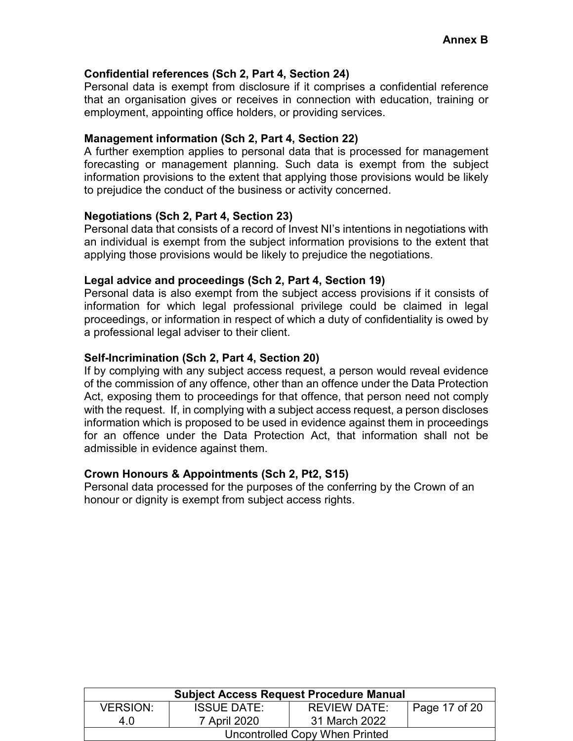**Annex B**

**Confidential references (Sch 2, Part 4, Section 24)**
Personal data is exempt from disclosure if it comprises a confidential reference that an organisation gives or receives in connection with education, training or employment, appointing office holders, or providing services.

**Management information (Sch 2, Part 4, Section 22)**
A further exemption applies to personal data that is processed for management forecasting or management planning. Such data is exempt from the subject information provisions to the extent that applying those provisions would be likely to prejudice the conduct of the business or activity concerned.

**Negotiations (Sch 2, Part 4, Section 23)**
Personal data that consists of a record of Invest NI's intentions in negotiations with an individual is exempt from the subject information provisions to the extent that applying those provisions would be likely to prejudice the negotiations.

**Legal advice and proceedings (Sch 2, Part 4, Section 19)**
Personal data is also exempt from the subject access provisions if it consists of information for which legal professional privilege could be claimed in legal proceedings, or information in respect of which a duty of confidentiality is owed by a professional legal adviser to their client.

**Self-Incrimination (Sch 2, Part 4, Section 20)**
If by complying with any subject access request, a person would reveal evidence of the commission of any offence, other than an offence under the Data Protection Act, exposing them to proceedings for that offence, that person need not comply with the request. If, in complying with a subject access request, a person discloses information which is proposed to be used in evidence against them in proceedings for an offence under the Data Protection Act, that information shall not be admissible in evidence against them.

**Crown Honours & Appointments (Sch 2, Pt2, S15)**
Personal data processed for the purposes of the conferring by the Crown of an honour or dignity is exempt from subject access rights.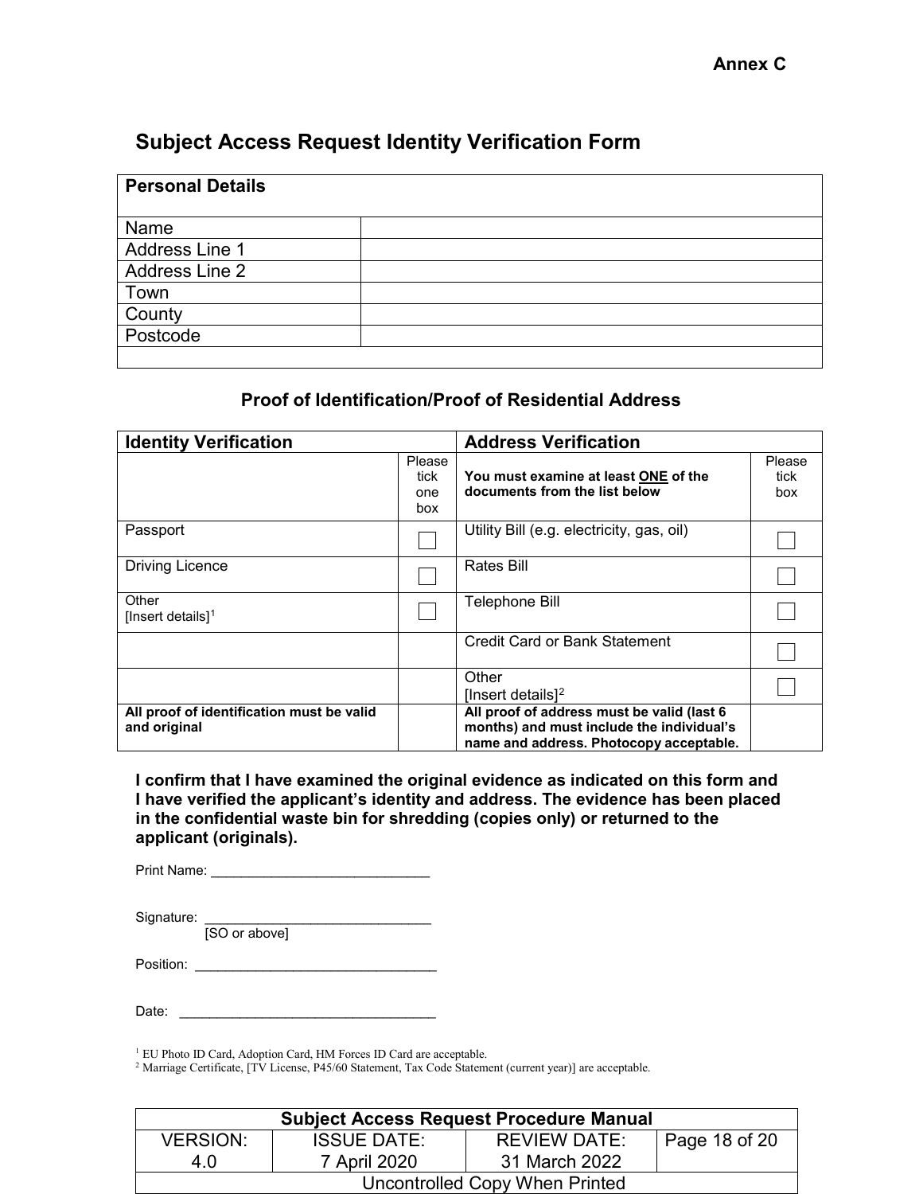**Annex C**

## Subject Access Request Identity Verification Form

| **Personal Details** | |
|---|---|
| Name | |
| Address Line 1 | |
| Address Line 2 | |
| Town | |
| County | |
| Postcode | |
| | |

### Proof of Identification/Proof of Residential Address

| **Identity Verification** | | **Address Verification** | |
|---|---|---|---|
| | Please tick one box | **You must examine at least <u>ONE</u> of the documents from the list below** | Please tick box |
| Passport | ☐ | Utility Bill (e.g. electricity, gas, oil) | ☐ |
| Driving Licence | ☐ | Rates Bill | ☐ |
| Other [Insert details][1] | ☐ | Telephone Bill | ☐ |
| | | Credit Card or Bank Statement | ☐ |
| | | Other [Insert details][2] | ☐ |
| **All proof of identification must be valid and original** | | **All proof of address must be valid (last 6 months) and must include the individual's name and address. Photocopy acceptable.** | |

**I confirm that I have examined the original evidence as indicated on this form and I have verified the applicant's identity and address. The evidence has been placed in the confidential waste bin for shredding (copies only) or returned to the applicant (originals).**

Print Name: ____________________________

Signature: ____________________________
[SO or above]

Position: ____________________________

Date: ____________________________

[1] EU Photo ID Card, Adoption Card, HM Forces ID Card are acceptable.
[2] Marriage Certificate, [TV License, P45/60 Statement, Tax Code Statement (current year)] are acceptable.

| Subject Access Request Procedure Manual | | | |
|---|---|---|---|
| VERSION: 4.0 | ISSUE DATE: 7 April 2020 | REVIEW DATE: 31 March 2022 | |
| Uncontrolled Copy When Printed | | | |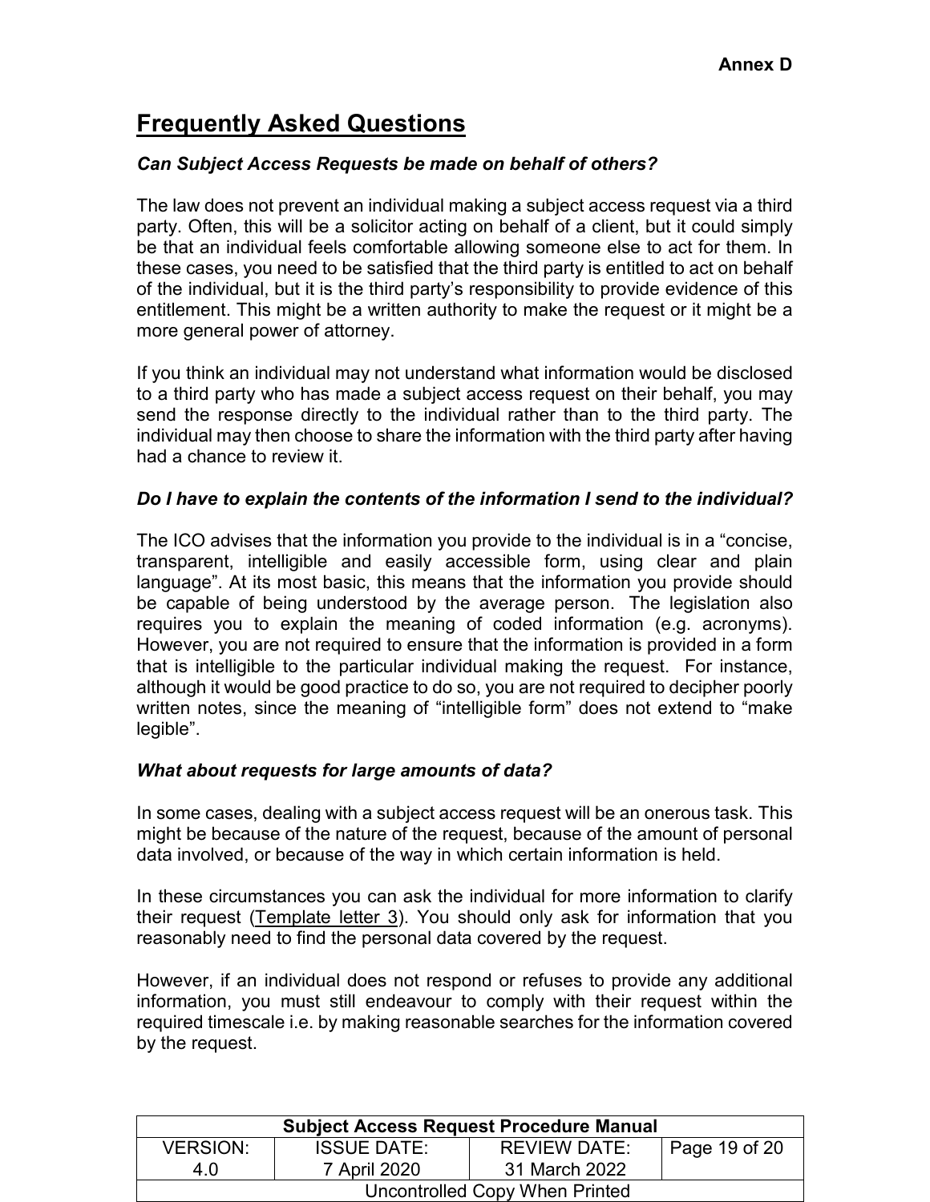**Annex D**

# Frequently Asked Questions

***Can Subject Access Requests be made on behalf of others?***

The law does not prevent an individual making a subject access request via a third party. Often, this will be a solicitor acting on behalf of a client, but it could simply be that an individual feels comfortable allowing someone else to act for them. In these cases, you need to be satisfied that the third party is entitled to act on behalf of the individual, but it is the third party's responsibility to provide evidence of this entitlement. This might be a written authority to make the request or it might be a more general power of attorney.

If you think an individual may not understand what information would be disclosed to a third party who has made a subject access request on their behalf, you may send the response directly to the individual rather than to the third party. The individual may then choose to share the information with the third party after having had a chance to review it.

***Do I have to explain the contents of the information I send to the individual?***

The ICO advises that the information you provide to the individual is in a "concise, transparent, intelligible and easily accessible form, using clear and plain language". At its most basic, this means that the information you provide should be capable of being understood by the average person. The legislation also requires you to explain the meaning of coded information (e.g. acronyms). However, you are not required to ensure that the information is provided in a form that is intelligible to the particular individual making the request. For instance, although it would be good practice to do so, you are not required to decipher poorly written notes, since the meaning of "intelligible form" does not extend to "make legible".

***What about requests for large amounts of data?***

In some cases, dealing with a subject access request will be an onerous task. This might be because of the nature of the request, because of the amount of personal data involved, or because of the way in which certain information is held.

In these circumstances you can ask the individual for more information to clarify their request (Template letter 3). You should only ask for information that you reasonably need to find the personal data covered by the request.

However, if an individual does not respond or refuses to provide any additional information, you must still endeavour to comply with their request within the required timescale i.e. by making reasonable searches for the information covered by the request.

| Subject Access Request Procedure Manual | | | |
|---|---|---|---|
| VERSION: 4.0 | ISSUE DATE: 7 April 2020 | REVIEW DATE: 31 March 2022 | Page 19 of 20 |
| Uncontrolled Copy When Printed | | | |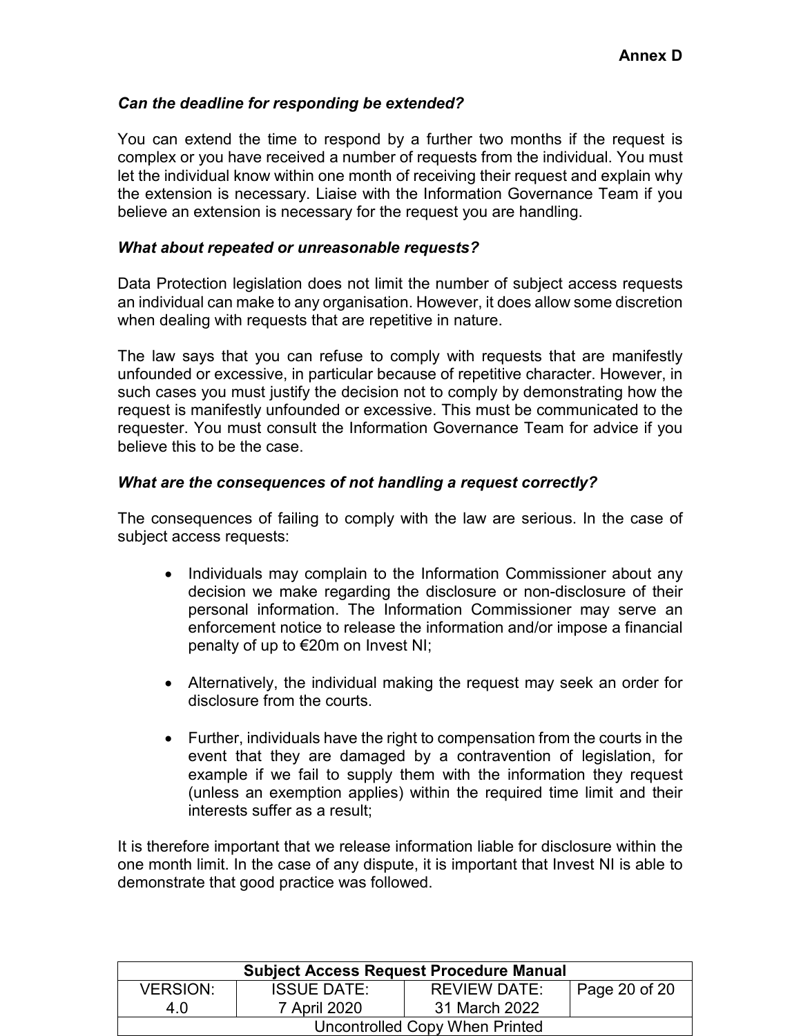**Annex D**

***Can the deadline for responding be extended?***

You can extend the time to respond by a further two months if the request is complex or you have received a number of requests from the individual. You must let the individual know within one month of receiving their request and explain why the extension is necessary. Liaise with the Information Governance Team if you believe an extension is necessary for the request you are handling.

***What about repeated or unreasonable requests?***

Data Protection legislation does not limit the number of subject access requests an individual can make to any organisation. However, it does allow some discretion when dealing with requests that are repetitive in nature.

The law says that you can refuse to comply with requests that are manifestly unfounded or excessive, in particular because of repetitive character. However, in such cases you must justify the decision not to comply by demonstrating how the request is manifestly unfounded or excessive. This must be communicated to the requester. You must consult the Information Governance Team for advice if you believe this to be the case.

***What are the consequences of not handling a request correctly?***

The consequences of failing to comply with the law are serious. In the case of subject access requests:

- Individuals may complain to the Information Commissioner about any decision we make regarding the disclosure or non-disclosure of their personal information. The Information Commissioner may serve an enforcement notice to release the information and/or impose a financial penalty of up to €20m on Invest NI;

- Alternatively, the individual making the request may seek an order for disclosure from the courts.

- Further, individuals have the right to compensation from the courts in the event that they are damaged by a contravention of legislation, for example if we fail to supply them with the information they request (unless an exemption applies) within the required time limit and their interests suffer as a result;

It is therefore important that we release information liable for disclosure within the one month limit. In the case of any dispute, it is important that Invest NI is able to demonstrate that good practice was followed.